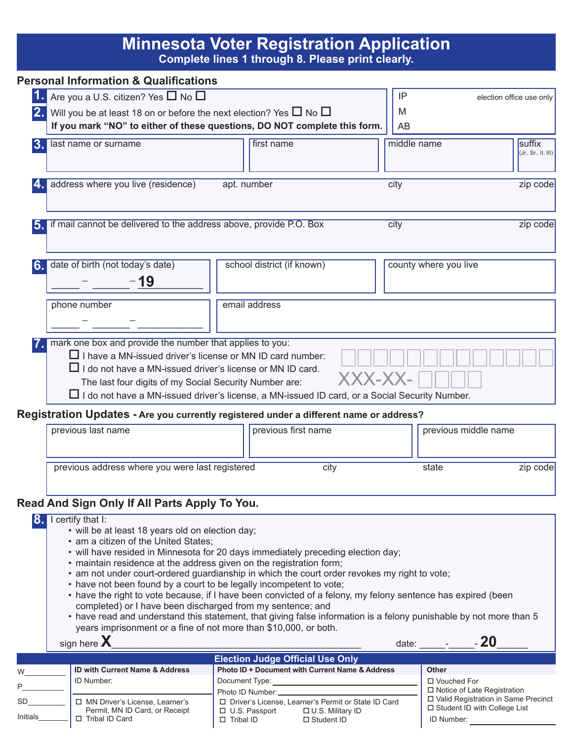# Minnesota Voter Registration Application

**Complete lines 1 through 8. Please print clearly.**

## Personal Information & Qualifications

**1.** Are you a U.S. citizen? Yes ☐ No ☐

**2.** Will you be at least 18 on or before the next election? Yes ☐ No ☐

**If you mark "NO" to either of these questions, DO NOT complete this form.**

| IP | election office use only |
|---|---|
| M | |
| AB | |

**3.** last name or surname | first name | middle name | suffix (Jr., Sr., II, III)

**4.** address where you live (residence) | apt. number | city | zip code

**5.** if mail cannot be delivered to the address above, provide P.O. Box | city | zip code

**6.** date of birth (not today's date) ____ – _____ – **19**________ | school district (if known) | county where you live

phone number ____ – _____ – ________ | email address

**7.** mark one box and provide the number that applies to you:

☐ I have a MN-issued driver's license or MN ID card number: ☐☐☐☐☐☐☐☐☐☐☐☐☐

☐ I do not have a MN-issued driver's license or MN ID card.
The last four digits of my Social Security Number are: XXX-XX- ☐☐☐☐

☐ I do not have a MN-issued driver's license, a MN-issued ID card, or a Social Security Number.

## Registration Updates - Are you currently registered under a different name or address?

previous last name | previous first name | previous middle name

previous address where you were last registered | city | state | zip code

## Read And Sign Only If All Parts Apply To You.

**8.** I certify that I:

- will be at least 18 years old on election day;
- am a citizen of the United States;
- will have resided in Minnesota for 20 days immediately preceding election day;
- maintain residence at the address given on the registration form;
- am not under court-ordered guardianship in which the court order revokes my right to vote;
- have not been found by a court to be legally incompetent to vote;
- have the right to vote because, if I have been convicted of a felony, my felony sentence has expired (been completed) or I have been discharged from my sentence; and
- have read and understand this statement, that giving false information is a felony punishable by not more than 5 years imprisonment or a fine of not more than $10,000, or both.

sign here **X**_____________________________________________ date: _____-_____- **20**_____

### Election Judge Official Use Only

| | ID with Current Name & Address | Photo ID + Document with Current Name & Address | Other |
|---|---|---|---|
| W________ | ID Number: | Document Type: ________ | ☐ Vouched For |
| P________ | | Photo ID Number: ________ | ☐ Notice of Late Registration |
| SD________ | ☐ MN Driver's License, Learner's Permit, MN ID Card, or Receipt | ☐ Driver's License, Learner's Permit or State ID Card | ☐ Valid Registration in Same Precinct |
| Initials________ | ☐ Tribal ID Card | ☐ U.S. Passport ☐ U.S. Military ID | ☐ Student ID with College List |
| | | ☐ Tribal ID ☐ Student ID | ID Number: ________ |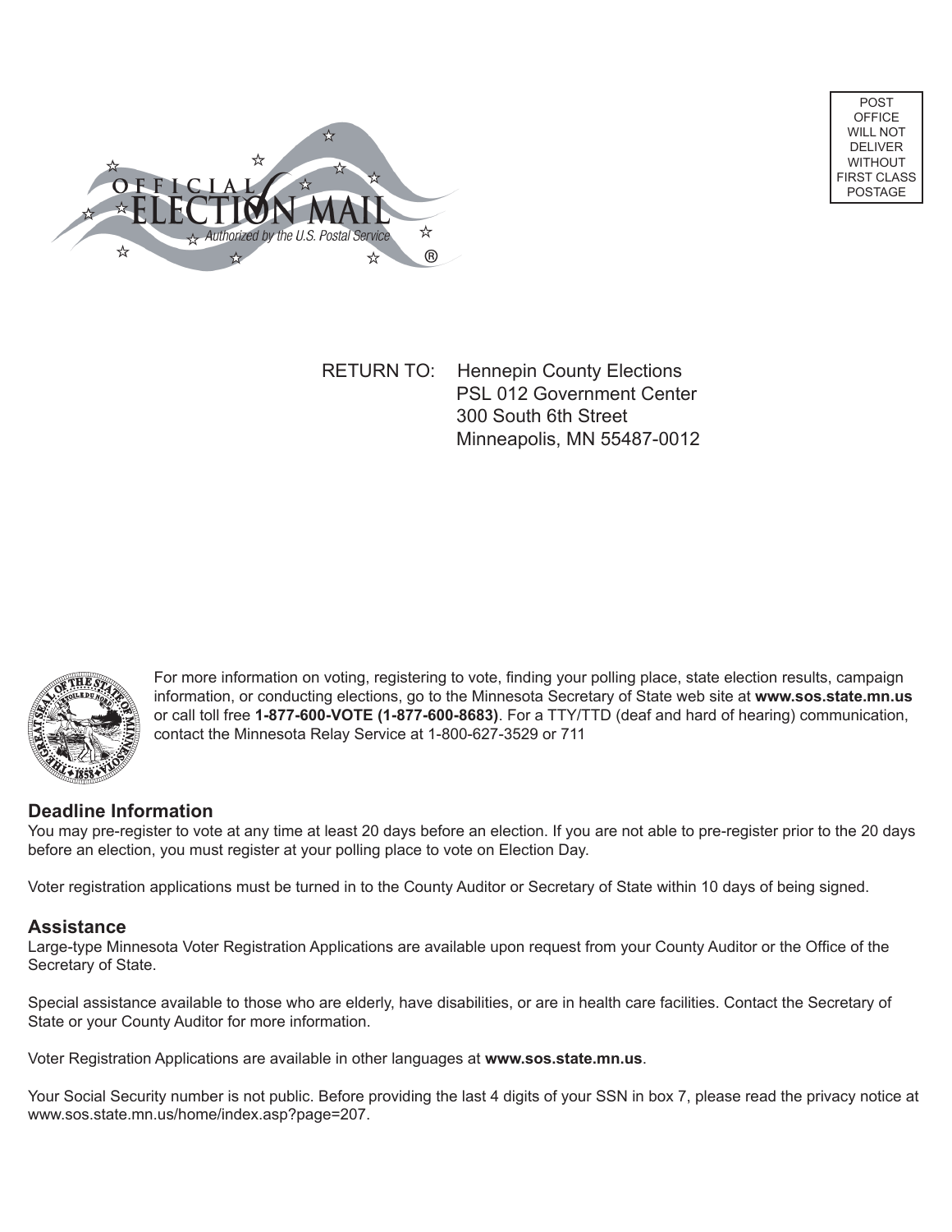OFFICIAL ELECTION MAIL

Authorized by the U.S. Postal Service

POST OFFICE WILL NOT DELIVER WITHOUT FIRST CLASS POSTAGE

RETURN TO: Hennepin County Elections
PSL 012 Government Center
300 South 6th Street
Minneapolis, MN 55487-0012

For more information on voting, registering to vote, finding your polling place, state election results, campaign information, or conducting elections, go to the Minnesota Secretary of State web site at **www.sos.state.mn.us** or call toll free **1-877-600-VOTE (1-877-600-8683)**. For a TTY/TTD (deaf and hard of hearing) communication, contact the Minnesota Relay Service at 1-800-627-3529 or 711

## Deadline Information

You may pre-register to vote at any time at least 20 days before an election. If you are not able to pre-register prior to the 20 days before an election, you must register at your polling place to vote on Election Day.

Voter registration applications must be turned in to the County Auditor or Secretary of State within 10 days of being signed.

## Assistance

Large-type Minnesota Voter Registration Applications are available upon request from your County Auditor or the Office of the Secretary of State.

Special assistance available to those who are elderly, have disabilities, or are in health care facilities. Contact the Secretary of State or your County Auditor for more information.

Voter Registration Applications are available in other languages at **www.sos.state.mn.us**.

Your Social Security number is not public. Before providing the last 4 digits of your SSN in box 7, please read the privacy notice at www.sos.state.mn.us/home/index.asp?page=207.